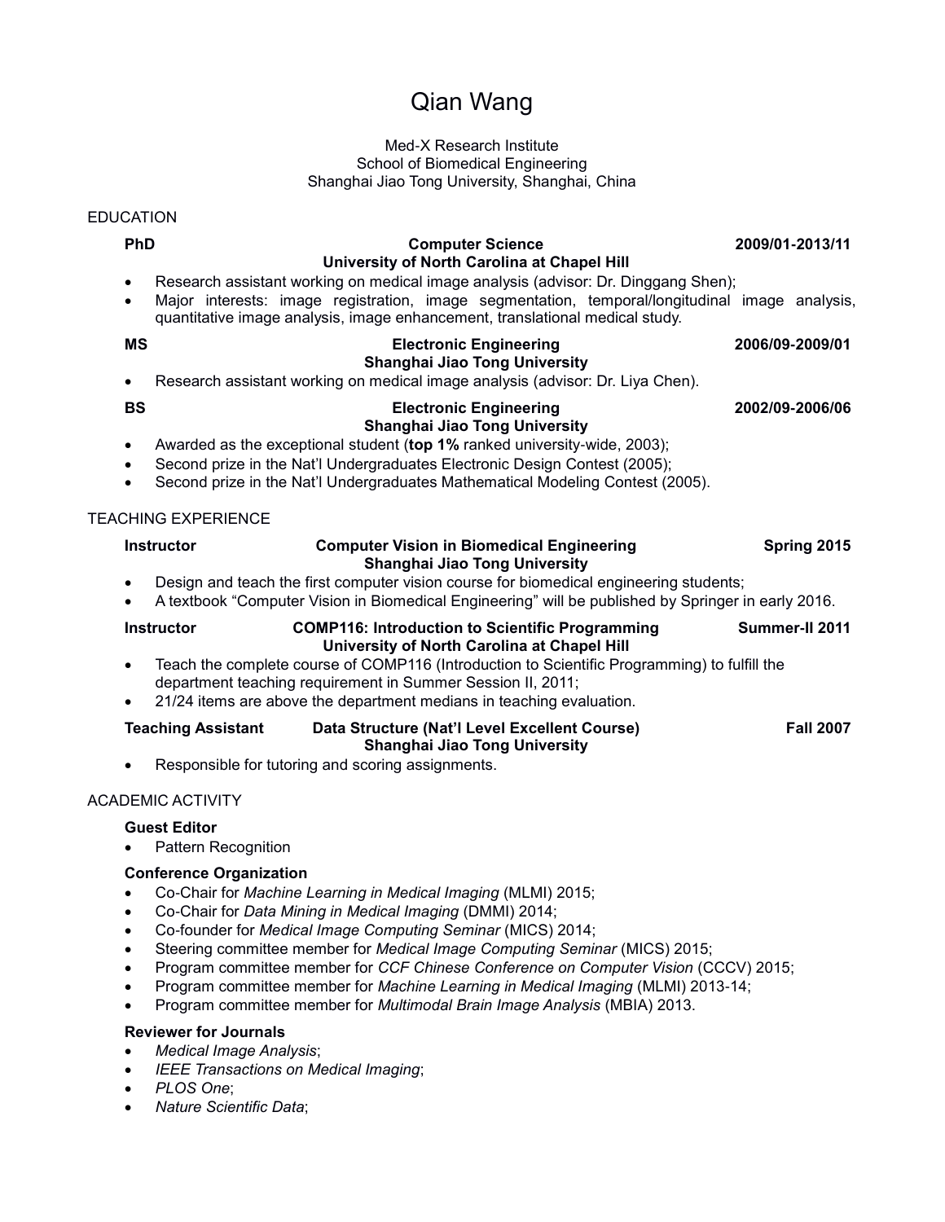# Qian Wang

Med-X Research Institute
School of Biomedical Engineering
Shanghai Jiao Tong University, Shanghai, China

## EDUCATION

**PhD** — **Computer Science** — **2009/01-2013/11**
**University of North Carolina at Chapel Hill**

- Research assistant working on medical image analysis (advisor: Dr. Dinggang Shen);
- Major interests: image registration, image segmentation, temporal/longitudinal image analysis, quantitative image analysis, image enhancement, translational medical study.

**MS** — **Electronic Engineering** — **2006/09-2009/01**
**Shanghai Jiao Tong University**

- Research assistant working on medical image analysis (advisor: Dr. Liya Chen).

**BS** — **Electronic Engineering** — **2002/09-2006/06**
**Shanghai Jiao Tong University**

- Awarded as the exceptional student (**top 1%** ranked university-wide, 2003);
- Second prize in the Nat'l Undergraduates Electronic Design Contest (2005);
- Second prize in the Nat'l Undergraduates Mathematical Modeling Contest (2005).

## TEACHING EXPERIENCE

**Instructor** — **Computer Vision in Biomedical Engineering** — **Spring 2015**
**Shanghai Jiao Tong University**

- Design and teach the first computer vision course for biomedical engineering students;
- A textbook "Computer Vision in Biomedical Engineering" will be published by Springer in early 2016.

**Instructor** — **COMP116: Introduction to Scientific Programming** — **Summer-II 2011**
**University of North Carolina at Chapel Hill**

- Teach the complete course of COMP116 (Introduction to Scientific Programming) to fulfill the department teaching requirement in Summer Session II, 2011;
- 21/24 items are above the department medians in teaching evaluation.

**Teaching Assistant** — **Data Structure (Nat'l Level Excellent Course)** — **Fall 2007**
**Shanghai Jiao Tong University**

- Responsible for tutoring and scoring assignments.

## ACADEMIC ACTIVITY

**Guest Editor**

- Pattern Recognition

**Conference Organization**

- Co-Chair for *Machine Learning in Medical Imaging* (MLMI) 2015;
- Co-Chair for *Data Mining in Medical Imaging* (DMMI) 2014;
- Co-founder for *Medical Image Computing Seminar* (MICS) 2014;
- Steering committee member for *Medical Image Computing Seminar* (MICS) 2015;
- Program committee member for *CCF Chinese Conference on Computer Vision* (CCCV) 2015;
- Program committee member for *Machine Learning in Medical Imaging* (MLMI) 2013-14;
- Program committee member for *Multimodal Brain Image Analysis* (MBIA) 2013.

**Reviewer for Journals**

- *Medical Image Analysis*;
- *IEEE Transactions on Medical Imaging*;
- *PLOS One*;
- *Nature Scientific Data*;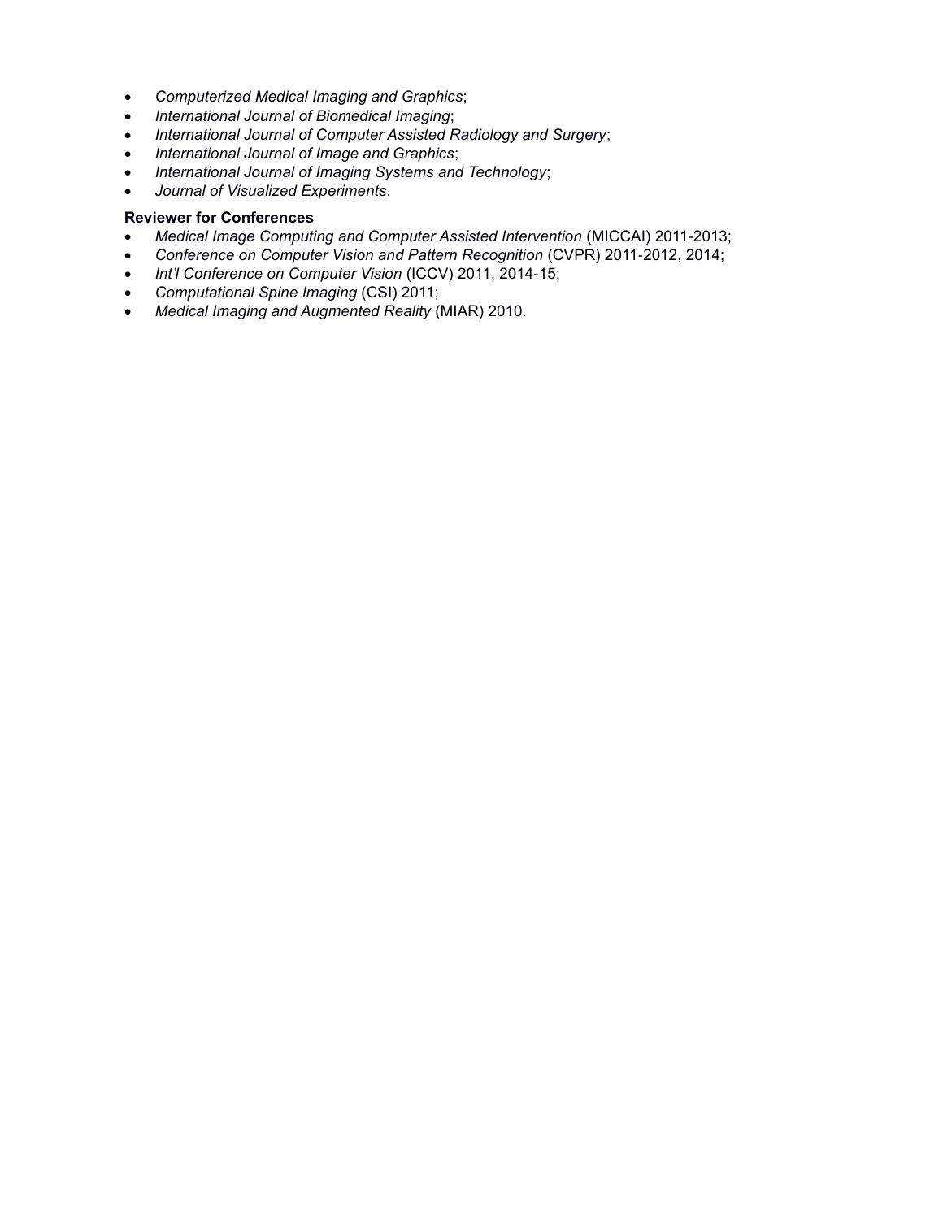- *Computerized Medical Imaging and Graphics*;
- *International Journal of Biomedical Imaging*;
- *International Journal of Computer Assisted Radiology and Surgery*;
- *International Journal of Image and Graphics*;
- *International Journal of Imaging Systems and Technology*;
- *Journal of Visualized Experiments*.

**Reviewer for Conferences**

- *Medical Image Computing and Computer Assisted Intervention* (MICCAI) 2011-2013;
- *Conference on Computer Vision and Pattern Recognition* (CVPR) 2011-2012, 2014;
- *Int'l Conference on Computer Vision* (ICCV) 2011, 2014-15;
- *Computational Spine Imaging* (CSI) 2011;
- *Medical Imaging and Augmented Reality* (MIAR) 2010.